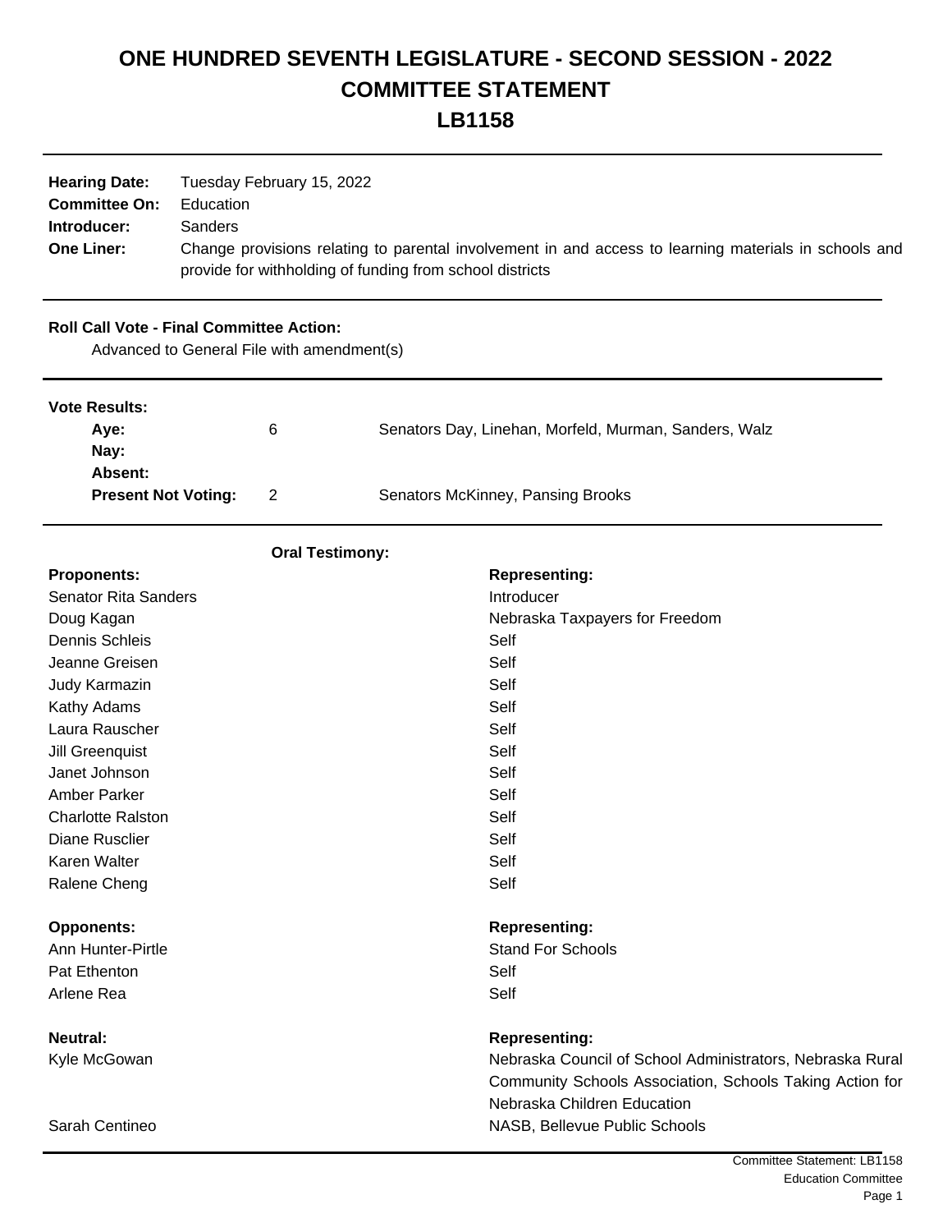# ONE HUNDRED SEVENTH LEGISLATURE - SECOND SESSION - 2022
# COMMITTEE STATEMENT
# LB1158

| | |
|---|---|
| **Hearing Date:** | Tuesday February 15, 2022 |
| **Committee On:** | Education |
| **Introducer:** | Sanders |
| **One Liner:** | Change provisions relating to parental involvement in and access to learning materials in schools and provide for withholding of funding from school districts |

**Roll Call Vote - Final Committee Action:**

Advanced to General File with amendment(s)

**Vote Results:**

| | | |
|---|---|---|
| **Aye:** | 6 | Senators Day, Linehan, Morfeld, Murman, Sanders, Walz |
| **Nay:** | | |
| **Absent:** | | |
| **Present Not Voting:** | 2 | Senators McKinney, Pansing Brooks |

**Oral Testimony:**

| **Proponents:** | **Representing:** |
|---|---|
| Senator Rita Sanders | Introducer |
| Doug Kagan | Nebraska Taxpayers for Freedom |
| Dennis Schleis | Self |
| Jeanne Greisen | Self |
| Judy Karmazin | Self |
| Kathy Adams | Self |
| Laura Rauscher | Self |
| Jill Greenquist | Self |
| Janet Johnson | Self |
| Amber Parker | Self |
| Charlotte Ralston | Self |
| Diane Rusclier | Self |
| Karen Walter | Self |
| Ralene Cheng | Self |

| **Opponents:** | **Representing:** |
|---|---|
| Ann Hunter-Pirtle | Stand For Schools |
| Pat Ethenton | Self |
| Arlene Rea | Self |

| **Neutral:** | **Representing:** |
|---|---|
| Kyle McGowan | Nebraska Council of School Administrators, Nebraska Rural Community Schools Association, Schools Taking Action for Nebraska Children Education |
| Sarah Centineo | NASB, Bellevue Public Schools |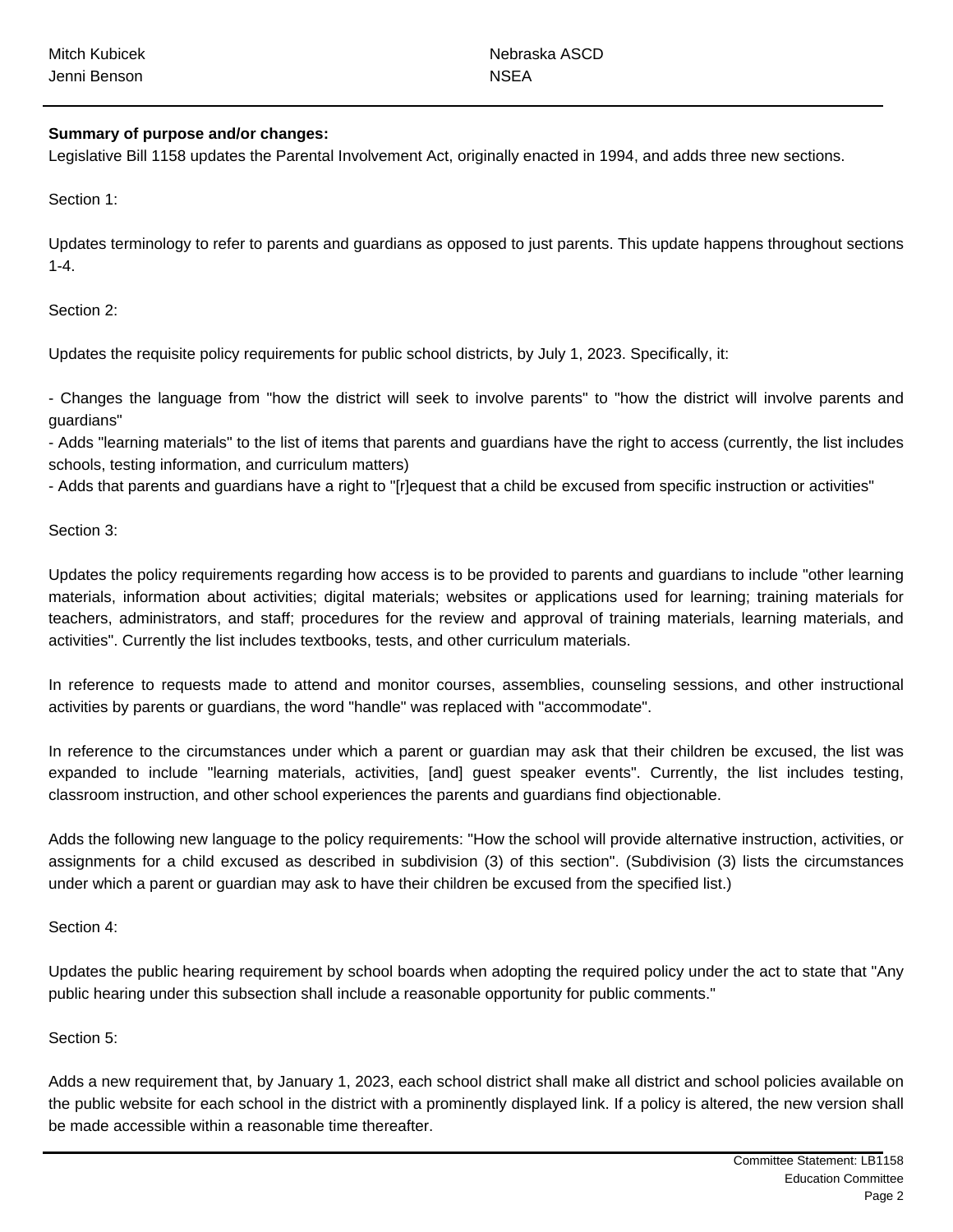| | |
|---|---|
| Mitch Kubicek | Nebraska ASCD |
| Jenni Benson | NSEA |

**Summary of purpose and/or changes:**

Legislative Bill 1158 updates the Parental Involvement Act, originally enacted in 1994, and adds three new sections.

Section 1:

Updates terminology to refer to parents and guardians as opposed to just parents. This update happens throughout sections 1-4.

Section 2:

Updates the requisite policy requirements for public school districts, by July 1, 2023. Specifically, it:

- Changes the language from "how the district will seek to involve parents" to "how the district will involve parents and guardians"
- Adds "learning materials" to the list of items that parents and guardians have the right to access (currently, the list includes schools, testing information, and curriculum matters)
- Adds that parents and guardians have a right to "[r]equest that a child be excused from specific instruction or activities"

Section 3:

Updates the policy requirements regarding how access is to be provided to parents and guardians to include "other learning materials, information about activities; digital materials; websites or applications used for learning; training materials for teachers, administrators, and staff; procedures for the review and approval of training materials, learning materials, and activities". Currently the list includes textbooks, tests, and other curriculum materials.

In reference to requests made to attend and monitor courses, assemblies, counseling sessions, and other instructional activities by parents or guardians, the word "handle" was replaced with "accommodate".

In reference to the circumstances under which a parent or guardian may ask that their children be excused, the list was expanded to include "learning materials, activities, [and] guest speaker events". Currently, the list includes testing, classroom instruction, and other school experiences the parents and guardians find objectionable.

Adds the following new language to the policy requirements: "How the school will provide alternative instruction, activities, or assignments for a child excused as described in subdivision (3) of this section". (Subdivision (3) lists the circumstances under which a parent or guardian may ask to have their children be excused from the specified list.)

Section 4:

Updates the public hearing requirement by school boards when adopting the required policy under the act to state that "Any public hearing under this subsection shall include a reasonable opportunity for public comments."

Section 5:

Adds a new requirement that, by January 1, 2023, each school district shall make all district and school policies available on the public website for each school in the district with a prominently displayed link. If a policy is altered, the new version shall be made accessible within a reasonable time thereafter.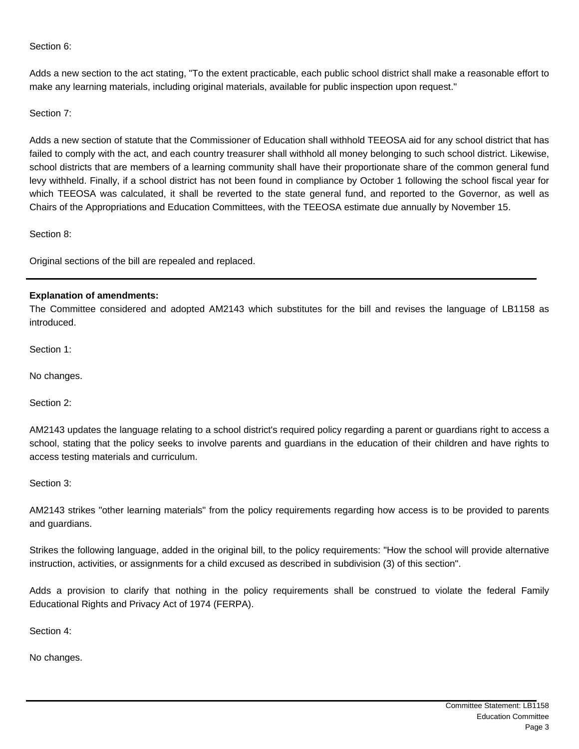Section 6:

Adds a new section to the act stating, "To the extent practicable, each public school district shall make a reasonable effort to make any learning materials, including original materials, available for public inspection upon request."

Section 7:

Adds a new section of statute that the Commissioner of Education shall withhold TEEOSA aid for any school district that has failed to comply with the act, and each country treasurer shall withhold all money belonging to such school district. Likewise, school districts that are members of a learning community shall have their proportionate share of the common general fund levy withheld. Finally, if a school district has not been found in compliance by October 1 following the school fiscal year for which TEEOSA was calculated, it shall be reverted to the state general fund, and reported to the Governor, as well as Chairs of the Appropriations and Education Committees, with the TEEOSA estimate due annually by November 15.

Section 8:

Original sections of the bill are repealed and replaced.

---

**Explanation of amendments:**
The Committee considered and adopted AM2143 which substitutes for the bill and revises the language of LB1158 as introduced.

Section 1:

No changes.

Section 2:

AM2143 updates the language relating to a school district's required policy regarding a parent or guardians right to access a school, stating that the policy seeks to involve parents and guardians in the education of their children and have rights to access testing materials and curriculum.

Section 3:

AM2143 strikes "other learning materials" from the policy requirements regarding how access is to be provided to parents and guardians.

Strikes the following language, added in the original bill, to the policy requirements: "How the school will provide alternative instruction, activities, or assignments for a child excused as described in subdivision (3) of this section".

Adds a provision to clarify that nothing in the policy requirements shall be construed to violate the federal Family Educational Rights and Privacy Act of 1974 (FERPA).

Section 4:

No changes.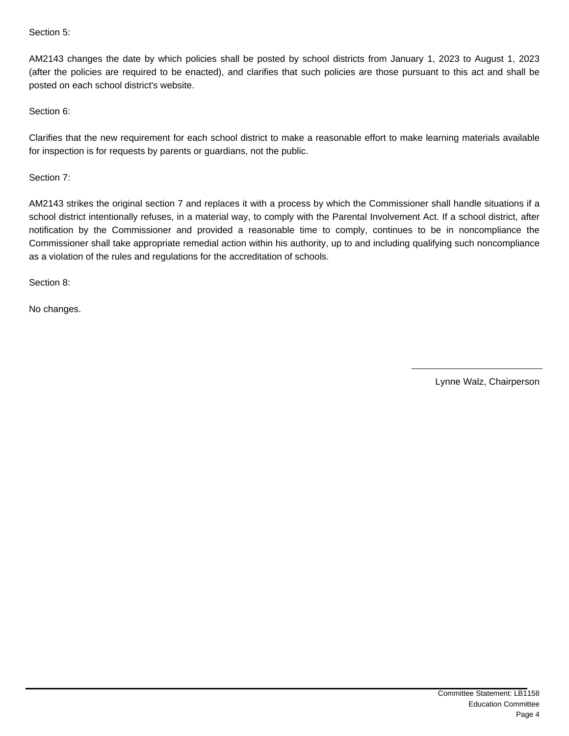Section 5:

AM2143 changes the date by which policies shall be posted by school districts from January 1, 2023 to August 1, 2023 (after the policies are required to be enacted), and clarifies that such policies are those pursuant to this act and shall be posted on each school district's website.

Section 6:

Clarifies that the new requirement for each school district to make a reasonable effort to make learning materials available for inspection is for requests by parents or guardians, not the public.

Section 7:

AM2143 strikes the original section 7 and replaces it with a process by which the Commissioner shall handle situations if a school district intentionally refuses, in a material way, to comply with the Parental Involvement Act. If a school district, after notification by the Commissioner and provided a reasonable time to comply, continues to be in noncompliance the Commissioner shall take appropriate remedial action within his authority, up to and including qualifying such noncompliance as a violation of the rules and regulations for the accreditation of schools.

Section 8:

No changes.

Lynne Walz, Chairperson